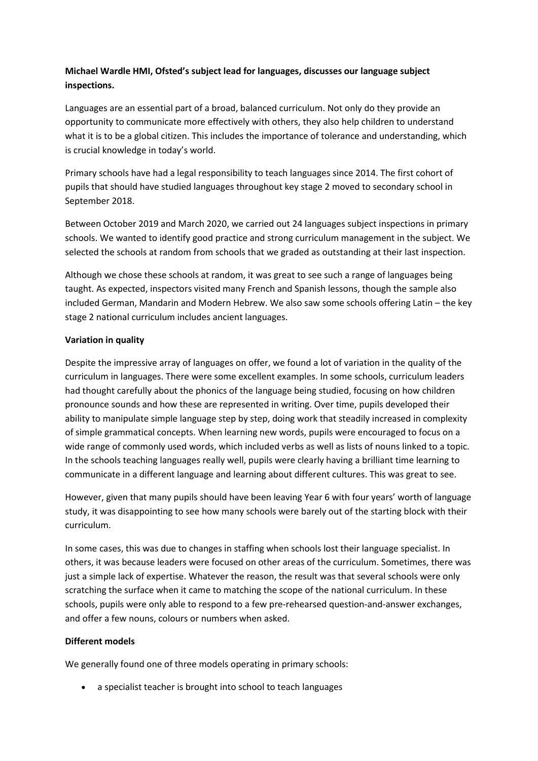**Michael Wardle HMI, Ofsted's subject lead for languages, discusses our language subject inspections.**

Languages are an essential part of a broad, balanced curriculum. Not only do they provide an opportunity to communicate more effectively with others, they also help children to understand what it is to be a global citizen. This includes the importance of tolerance and understanding, which is crucial knowledge in today's world.

Primary schools have had a legal responsibility to teach languages since 2014. The first cohort of pupils that should have studied languages throughout key stage 2 moved to secondary school in September 2018.

Between October 2019 and March 2020, we carried out 24 languages subject inspections in primary schools. We wanted to identify good practice and strong curriculum management in the subject. We selected the schools at random from schools that we graded as outstanding at their last inspection.

Although we chose these schools at random, it was great to see such a range of languages being taught. As expected, inspectors visited many French and Spanish lessons, though the sample also included German, Mandarin and Modern Hebrew. We also saw some schools offering Latin – the key stage 2 national curriculum includes ancient languages.

**Variation in quality**

Despite the impressive array of languages on offer, we found a lot of variation in the quality of the curriculum in languages. There were some excellent examples. In some schools, curriculum leaders had thought carefully about the phonics of the language being studied, focusing on how children pronounce sounds and how these are represented in writing. Over time, pupils developed their ability to manipulate simple language step by step, doing work that steadily increased in complexity of simple grammatical concepts. When learning new words, pupils were encouraged to focus on a wide range of commonly used words, which included verbs as well as lists of nouns linked to a topic. In the schools teaching languages really well, pupils were clearly having a brilliant time learning to communicate in a different language and learning about different cultures. This was great to see.

However, given that many pupils should have been leaving Year 6 with four years' worth of language study, it was disappointing to see how many schools were barely out of the starting block with their curriculum.

In some cases, this was due to changes in staffing when schools lost their language specialist. In others, it was because leaders were focused on other areas of the curriculum. Sometimes, there was just a simple lack of expertise. Whatever the reason, the result was that several schools were only scratching the surface when it came to matching the scope of the national curriculum. In these schools, pupils were only able to respond to a few pre-rehearsed question-and-answer exchanges, and offer a few nouns, colours or numbers when asked.

**Different models**

We generally found one of three models operating in primary schools:

- a specialist teacher is brought into school to teach languages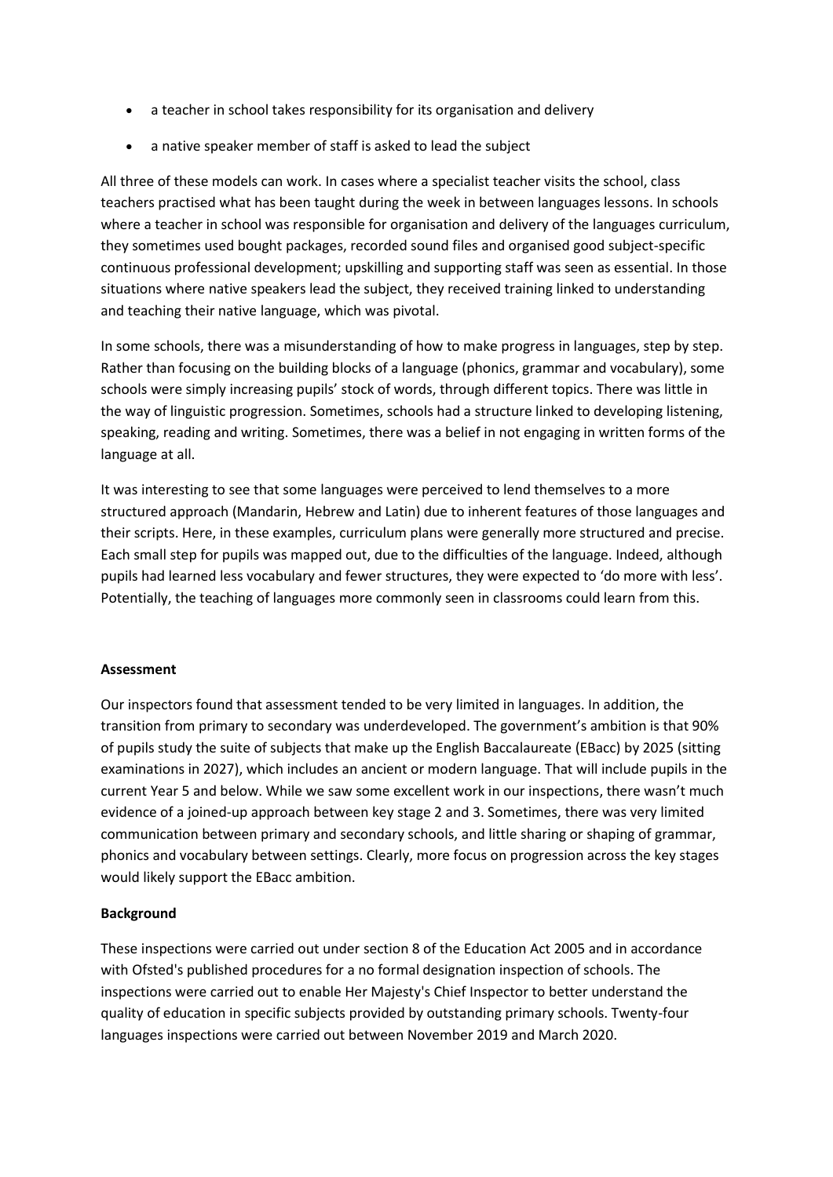- a teacher in school takes responsibility for its organisation and delivery
- a native speaker member of staff is asked to lead the subject

All three of these models can work. In cases where a specialist teacher visits the school, class teachers practised what has been taught during the week in between languages lessons. In schools where a teacher in school was responsible for organisation and delivery of the languages curriculum, they sometimes used bought packages, recorded sound files and organised good subject-specific continuous professional development; upskilling and supporting staff was seen as essential. In those situations where native speakers lead the subject, they received training linked to understanding and teaching their native language, which was pivotal.

In some schools, there was a misunderstanding of how to make progress in languages, step by step. Rather than focusing on the building blocks of a language (phonics, grammar and vocabulary), some schools were simply increasing pupils' stock of words, through different topics. There was little in the way of linguistic progression. Sometimes, schools had a structure linked to developing listening, speaking, reading and writing. Sometimes, there was a belief in not engaging in written forms of the language at all.

It was interesting to see that some languages were perceived to lend themselves to a more structured approach (Mandarin, Hebrew and Latin) due to inherent features of those languages and their scripts. Here, in these examples, curriculum plans were generally more structured and precise. Each small step for pupils was mapped out, due to the difficulties of the language. Indeed, although pupils had learned less vocabulary and fewer structures, they were expected to 'do more with less'. Potentially, the teaching of languages more commonly seen in classrooms could learn from this.

**Assessment**

Our inspectors found that assessment tended to be very limited in languages. In addition, the transition from primary to secondary was underdeveloped. The government's ambition is that 90% of pupils study the suite of subjects that make up the English Baccalaureate (EBacc) by 2025 (sitting examinations in 2027), which includes an ancient or modern language. That will include pupils in the current Year 5 and below. While we saw some excellent work in our inspections, there wasn't much evidence of a joined-up approach between key stage 2 and 3. Sometimes, there was very limited communication between primary and secondary schools, and little sharing or shaping of grammar, phonics and vocabulary between settings. Clearly, more focus on progression across the key stages would likely support the EBacc ambition.

**Background**

These inspections were carried out under section 8 of the Education Act 2005 and in accordance with Ofsted's published procedures for a no formal designation inspection of schools. The inspections were carried out to enable Her Majesty's Chief Inspector to better understand the quality of education in specific subjects provided by outstanding primary schools. Twenty-four languages inspections were carried out between November 2019 and March 2020.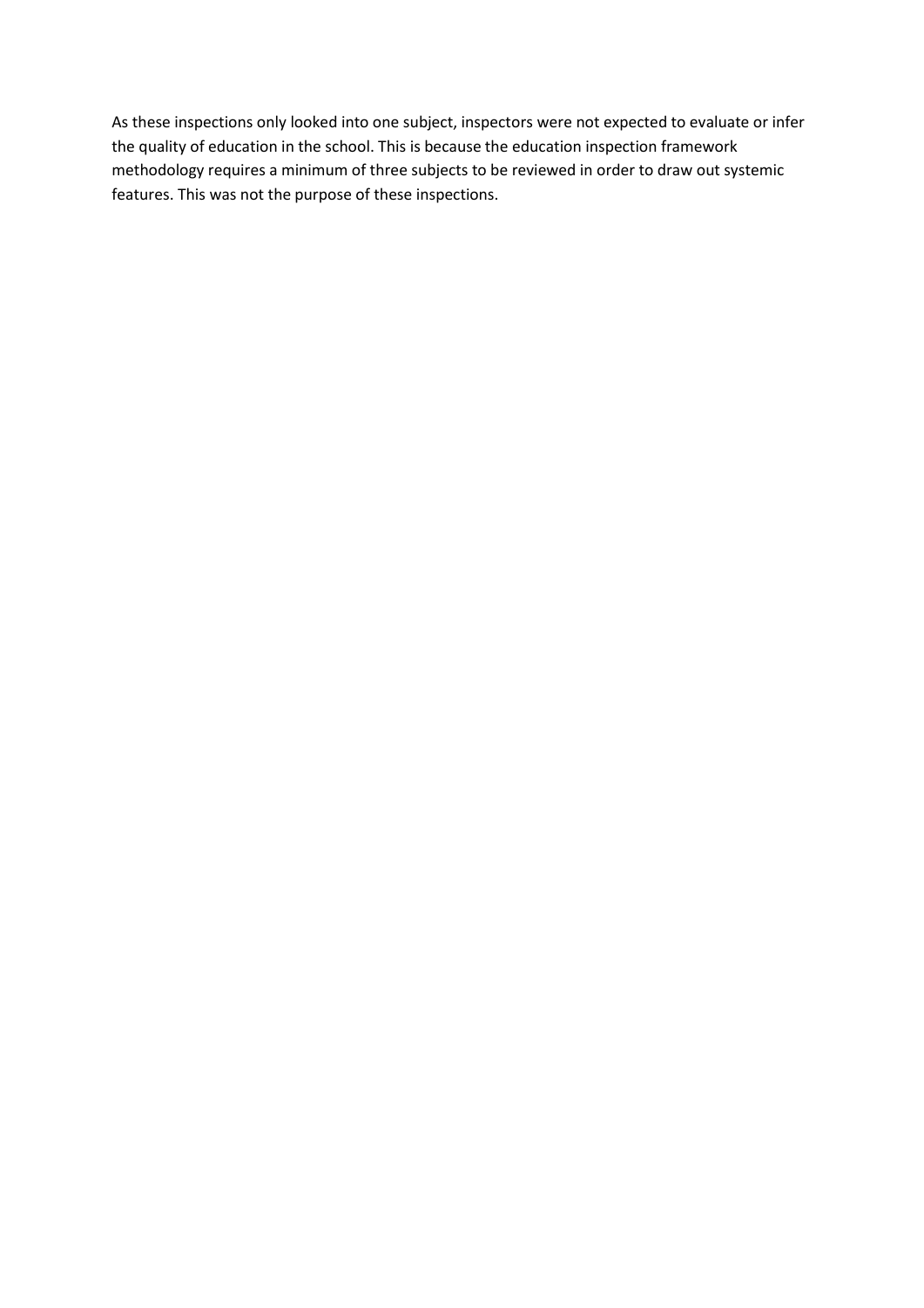As these inspections only looked into one subject, inspectors were not expected to evaluate or infer the quality of education in the school. This is because the education inspection framework methodology requires a minimum of three subjects to be reviewed in order to draw out systemic features. This was not the purpose of these inspections.